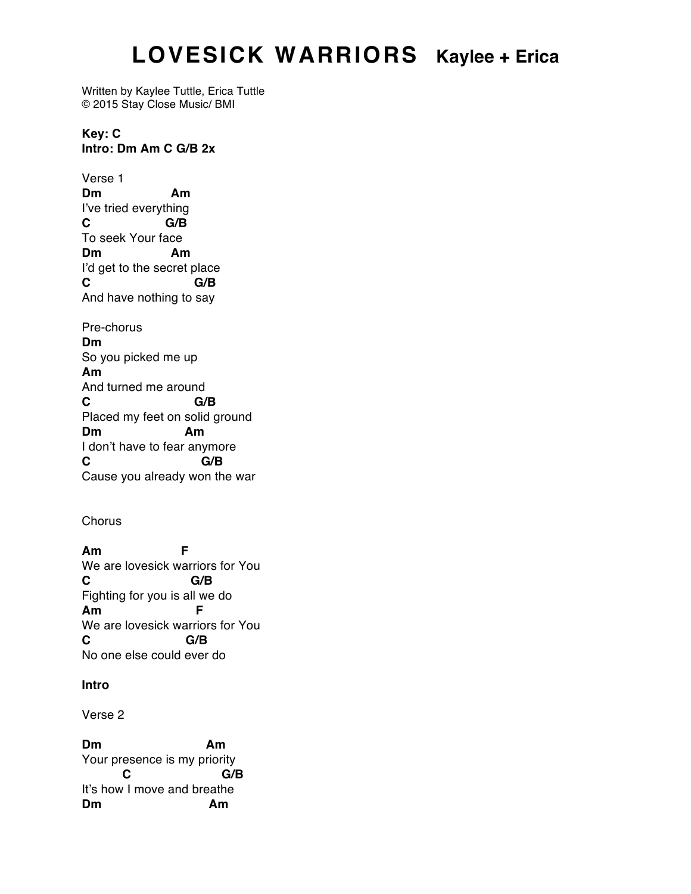# LOVESICK WARRIORS Kaylee + Erica

Written by Kaylee Tuttle, Erica Tuttle
© 2015 Stay Close Music/ BMI

**Key: C**
**Intro: Dm Am C G/B 2x**

Verse 1

```
Dm                Am
I've tried everything
C                G/B
To seek Your face
Dm                Am
I'd get to the secret place
C                       G/B
And have nothing to say
```

Pre-chorus

```
Dm
So you picked me up
Am
And turned me around
C                       G/B
Placed my feet on solid ground
Dm                   Am
I don't have to fear anymore
C                          G/B
Cause you already won the war
```

Chorus

```
Am                    F
We are lovesick warriors for You
C                       G/B
Fighting for you is all we do
Am                      F
We are lovesick warriors for You
C                      G/B
No one else could ever do
```

**Intro**

Verse 2

```
Dm                         Am
Your presence is my priority
          C                     G/B
It's how I move and breathe
Dm                          Am
```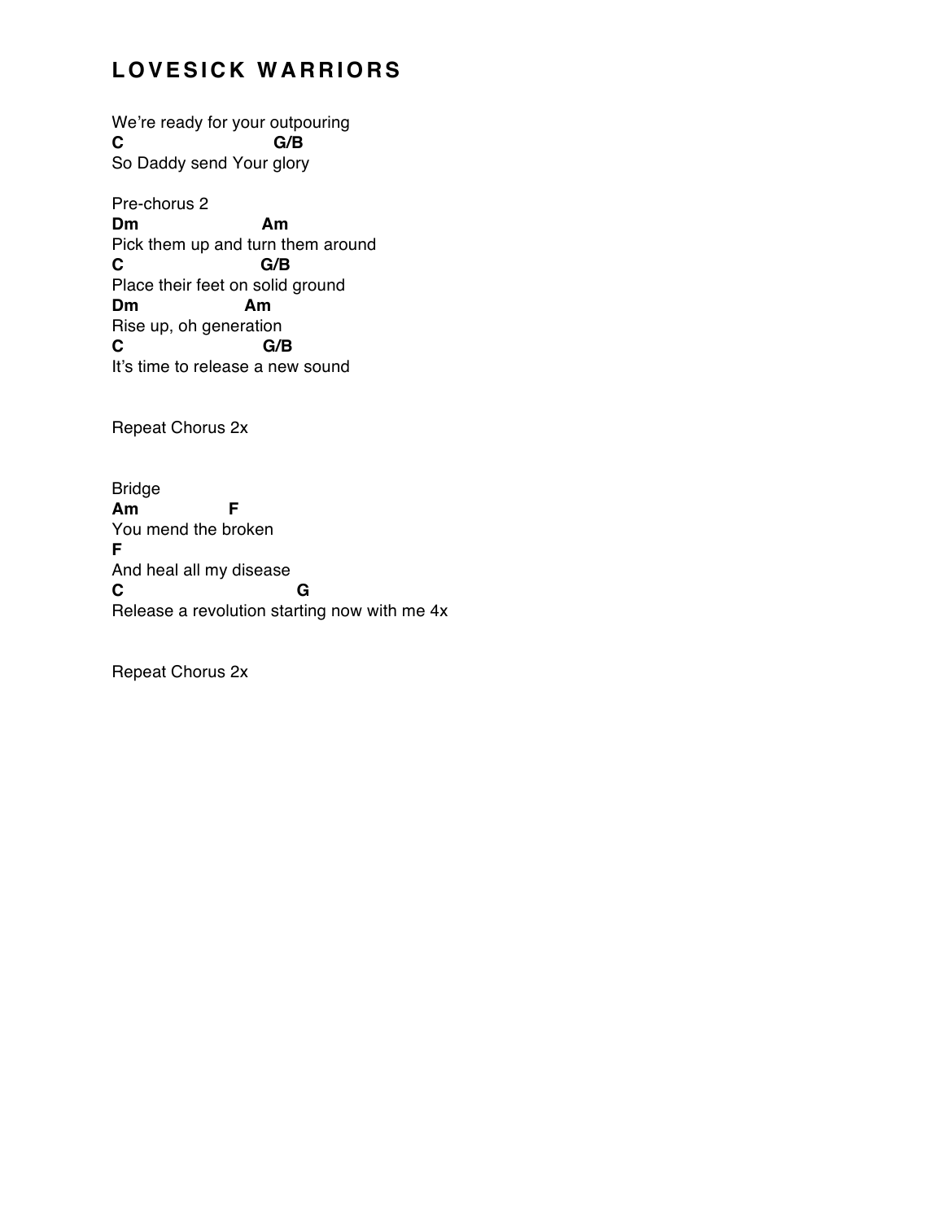# LOVESICK WARRIORS

We're ready for your outpouring
**C                              G/B**
So Daddy send Your glory

Pre-chorus 2
**Dm                        Am**
Pick them up and turn them around
**C                          G/B**
Place their feet on solid ground
**Dm                   Am**
Rise up, oh generation
**C                         G/B**
It's time to release a new sound

Repeat Chorus 2x

Bridge
**Am              F**
You mend the broken
**F**
And heal all my disease
**C                                  G**
Release a revolution starting now with me 4x

Repeat Chorus 2x